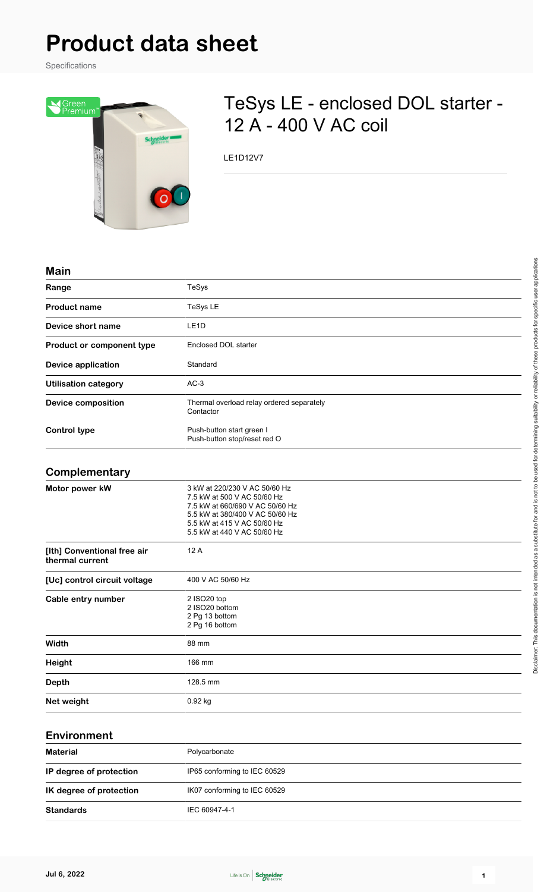# Product data sheet

Specifications

## TeSys LE - enclosed DOL starter - 12 A - 400 V AC coil

LE1D12V7

### Main

| | |
|---|---|
| **Range** | TeSys |
| **Product name** | TeSys LE |
| **Device short name** | LE1D |
| **Product or component type** | Enclosed DOL starter |
| **Device application** | Standard |
| **Utilisation category** | AC-3 |
| **Device composition** | Thermal overload relay ordered separately<br>Contactor |
| **Control type** | Push-button start green I<br>Push-button stop/reset red O |

### Complementary

| | |
|---|---|
| **Motor power kW** | 3 kW at 220/230 V AC 50/60 Hz<br>7.5 kW at 500 V AC 50/60 Hz<br>7.5 kW at 660/690 V AC 50/60 Hz<br>5.5 kW at 380/400 V AC 50/60 Hz<br>5.5 kW at 415 V AC 50/60 Hz<br>5.5 kW at 440 V AC 50/60 Hz |
| **[Ith] Conventional free air thermal current** | 12 A |
| **[Uc] control circuit voltage** | 400 V AC 50/60 Hz |
| **Cable entry number** | 2 ISO20 top<br>2 ISO20 bottom<br>2 Pg 13 bottom<br>2 Pg 16 bottom |
| **Width** | 88 mm |
| **Height** | 166 mm |
| **Depth** | 128.5 mm |
| **Net weight** | 0.92 kg |

### Environment

| | |
|---|---|
| **Material** | Polycarbonate |
| **IP degree of protection** | IP65 conforming to IEC 60529 |
| **IK degree of protection** | IK07 conforming to IEC 60529 |
| **Standards** | IEC 60947-4-1 |

Disclaimer: This documentation is not intended as a substitute for and is not to be used for determining suitability or reliability of these products for specific user applications

Jul 6, 2022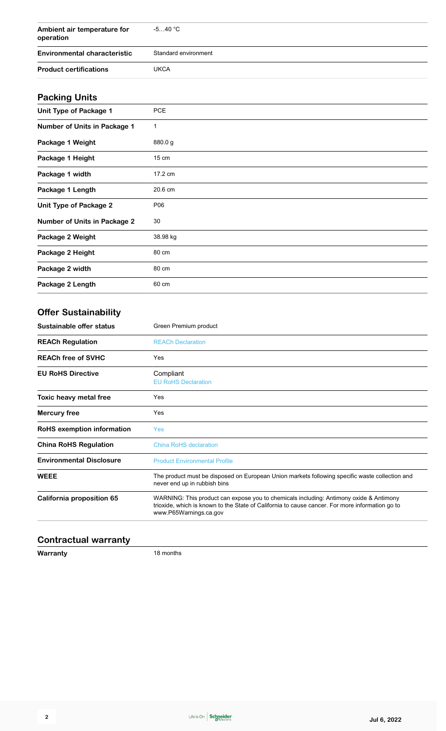| | |
|---|---|
| **Ambient air temperature for operation** | -5…40 °C |
| **Environmental characteristic** | Standard environment |
| **Product certifications** | UKCA |

## Packing Units

| | |
|---|---|
| **Unit Type of Package 1** | PCE |
| **Number of Units in Package 1** | 1 |
| **Package 1 Weight** | 880.0 g |
| **Package 1 Height** | 15 cm |
| **Package 1 width** | 17.2 cm |
| **Package 1 Length** | 20.6 cm |
| **Unit Type of Package 2** | P06 |
| **Number of Units in Package 2** | 30 |
| **Package 2 Weight** | 38.98 kg |
| **Package 2 Height** | 80 cm |
| **Package 2 width** | 80 cm |
| **Package 2 Length** | 60 cm |

## Offer Sustainability

| | |
|---|---|
| **Sustainable offer status** | Green Premium product |
| **REACh Regulation** | REACh Declaration |
| **REACh free of SVHC** | Yes |
| **EU RoHS Directive** | Compliant<br>EU RoHS Declaration |
| **Toxic heavy metal free** | Yes |
| **Mercury free** | Yes |
| **RoHS exemption information** | Yes |
| **China RoHS Regulation** | China RoHS declaration |
| **Environmental Disclosure** | Product Environmental Profile |
| **WEEE** | The product must be disposed on European Union markets following specific waste collection and never end up in rubbish bins |
| **California proposition 65** | WARNING: This product can expose you to chemicals including: Antimony oxide & Antimony trioxide, which is known to the State of California to cause cancer. For more information go to www.P65Warnings.ca.gov |

## Contractual warranty

| | |
|---|---|
| **Warranty** | 18 months |